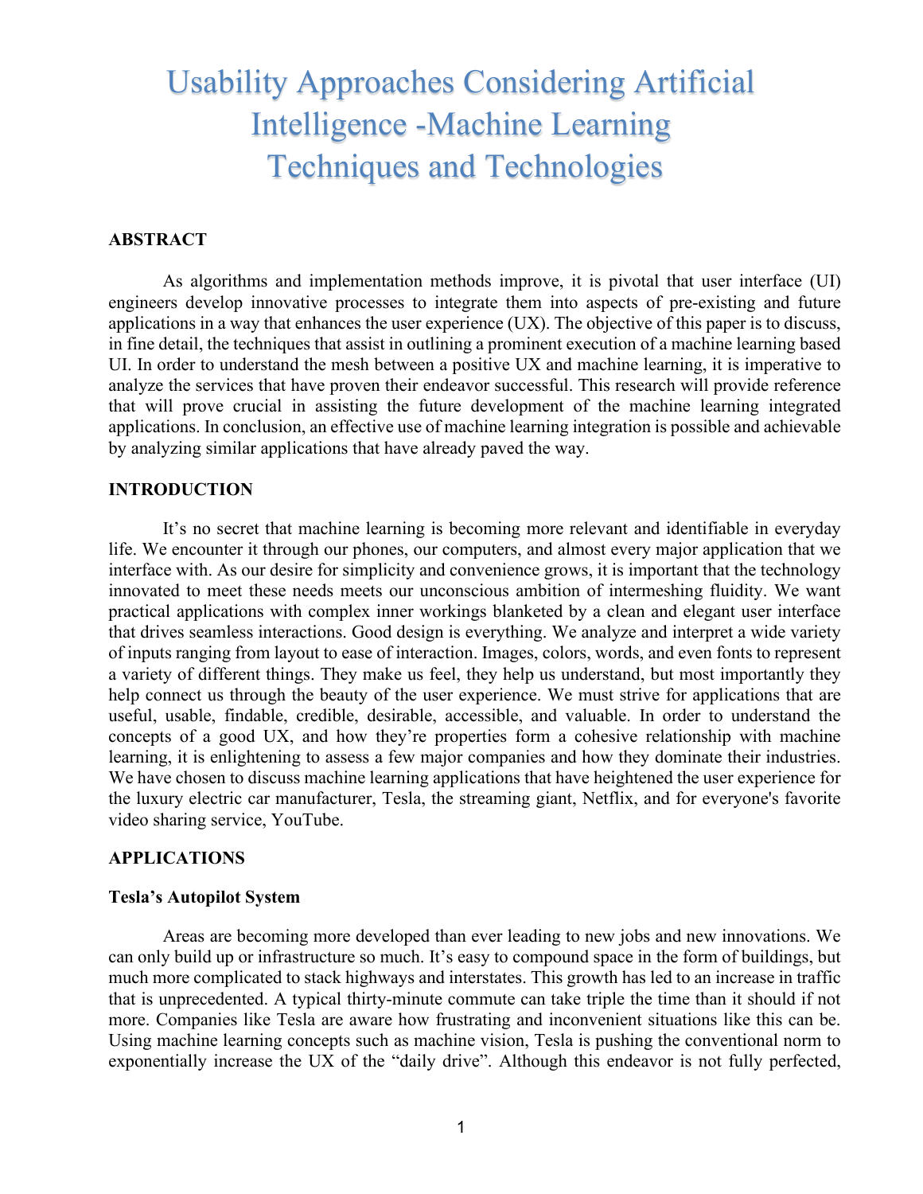# Usability Approaches Considering Artificial Intelligence -Machine Learning Techniques and Technologies

## ABSTRACT

As algorithms and implementation methods improve, it is pivotal that user interface (UI) engineers develop innovative processes to integrate them into aspects of pre-existing and future applications in a way that enhances the user experience (UX). The objective of this paper is to discuss, in fine detail, the techniques that assist in outlining a prominent execution of a machine learning based UI. In order to understand the mesh between a positive UX and machine learning, it is imperative to analyze the services that have proven their endeavor successful. This research will provide reference that will prove crucial in assisting the future development of the machine learning integrated applications. In conclusion, an effective use of machine learning integration is possible and achievable by analyzing similar applications that have already paved the way.

## INTRODUCTION

It's no secret that machine learning is becoming more relevant and identifiable in everyday life. We encounter it through our phones, our computers, and almost every major application that we interface with. As our desire for simplicity and convenience grows, it is important that the technology innovated to meet these needs meets our unconscious ambition of intermeshing fluidity. We want practical applications with complex inner workings blanketed by a clean and elegant user interface that drives seamless interactions. Good design is everything. We analyze and interpret a wide variety of inputs ranging from layout to ease of interaction. Images, colors, words, and even fonts to represent a variety of different things. They make us feel, they help us understand, but most importantly they help connect us through the beauty of the user experience. We must strive for applications that are useful, usable, findable, credible, desirable, accessible, and valuable. In order to understand the concepts of a good UX, and how they're properties form a cohesive relationship with machine learning, it is enlightening to assess a few major companies and how they dominate their industries. We have chosen to discuss machine learning applications that have heightened the user experience for the luxury electric car manufacturer, Tesla, the streaming giant, Netflix, and for everyone's favorite video sharing service, YouTube.

## APPLICATIONS

### Tesla's Autopilot System

Areas are becoming more developed than ever leading to new jobs and new innovations. We can only build up or infrastructure so much. It's easy to compound space in the form of buildings, but much more complicated to stack highways and interstates. This growth has led to an increase in traffic that is unprecedented. A typical thirty-minute commute can take triple the time than it should if not more. Companies like Tesla are aware how frustrating and inconvenient situations like this can be. Using machine learning concepts such as machine vision, Tesla is pushing the conventional norm to exponentially increase the UX of the "daily drive". Although this endeavor is not fully perfected,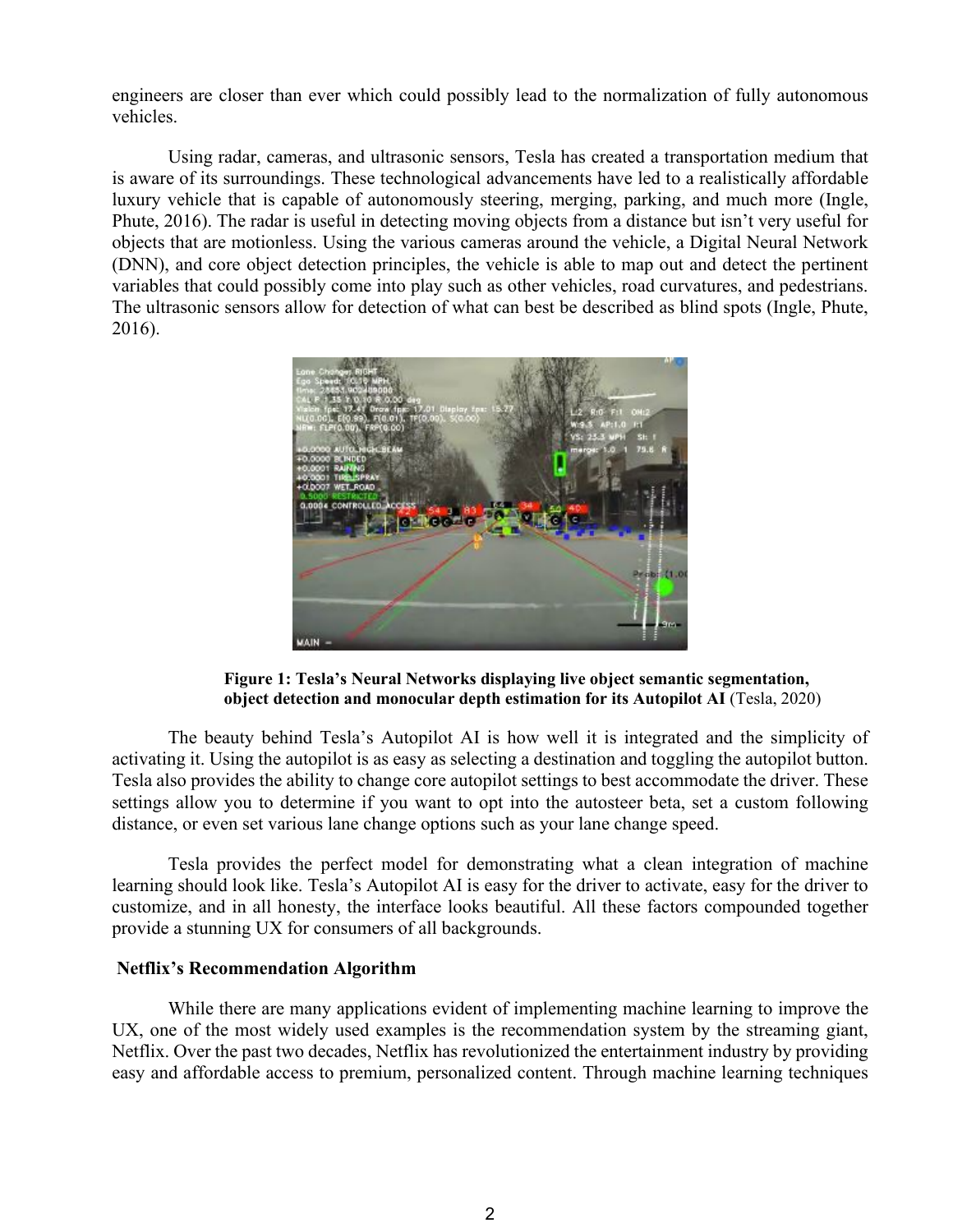engineers are closer than ever which could possibly lead to the normalization of fully autonomous vehicles.

Using radar, cameras, and ultrasonic sensors, Tesla has created a transportation medium that is aware of its surroundings. These technological advancements have led to a realistically affordable luxury vehicle that is capable of autonomously steering, merging, parking, and much more (Ingle, Phute, 2016). The radar is useful in detecting moving objects from a distance but isn't very useful for objects that are motionless. Using the various cameras around the vehicle, a Digital Neural Network (DNN), and core object detection principles, the vehicle is able to map out and detect the pertinent variables that could possibly come into play such as other vehicles, road curvatures, and pedestrians. The ultrasonic sensors allow for detection of what can best be described as blind spots (Ingle, Phute, 2016).

**Figure 1: Tesla's Neural Networks displaying live object semantic segmentation, object detection and monocular depth estimation for its Autopilot AI** (Tesla, 2020)

The beauty behind Tesla's Autopilot AI is how well it is integrated and the simplicity of activating it. Using the autopilot is as easy as selecting a destination and toggling the autopilot button. Tesla also provides the ability to change core autopilot settings to best accommodate the driver. These settings allow you to determine if you want to opt into the autosteer beta, set a custom following distance, or even set various lane change options such as your lane change speed.

Tesla provides the perfect model for demonstrating what a clean integration of machine learning should look like. Tesla's Autopilot AI is easy for the driver to activate, easy for the driver to customize, and in all honesty, the interface looks beautiful. All these factors compounded together provide a stunning UX for consumers of all backgrounds.

**Netflix's Recommendation Algorithm**

While there are many applications evident of implementing machine learning to improve the UX, one of the most widely used examples is the recommendation system by the streaming giant, Netflix. Over the past two decades, Netflix has revolutionized the entertainment industry by providing easy and affordable access to premium, personalized content. Through machine learning techniques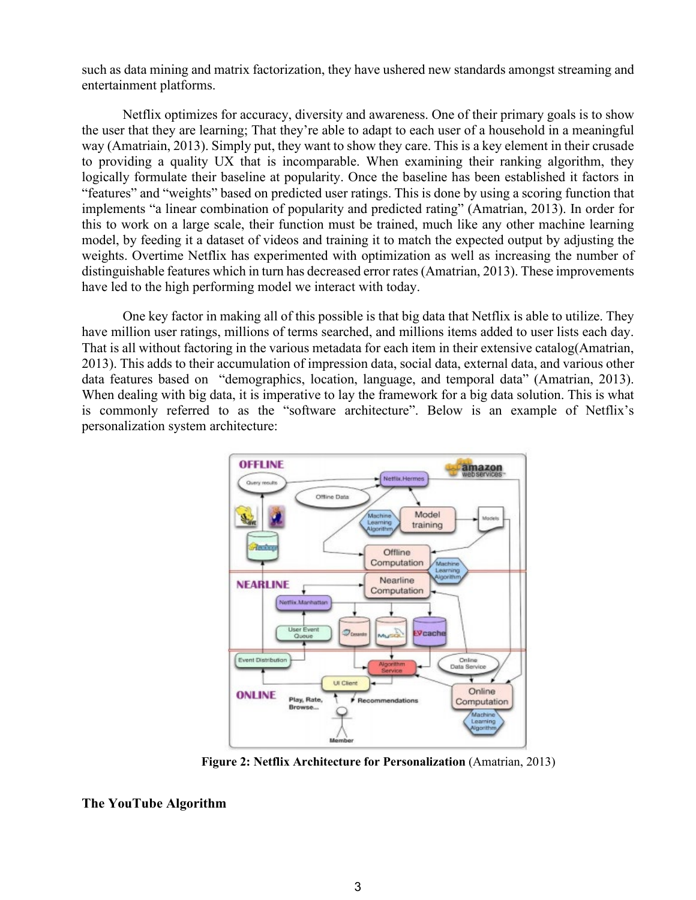such as data mining and matrix factorization, they have ushered new standards amongst streaming and entertainment platforms.

Netflix optimizes for accuracy, diversity and awareness. One of their primary goals is to show the user that they are learning; That they're able to adapt to each user of a household in a meaningful way (Amatriain, 2013). Simply put, they want to show they care. This is a key element in their crusade to providing a quality UX that is incomparable. When examining their ranking algorithm, they logically formulate their baseline at popularity. Once the baseline has been established it factors in "features" and "weights" based on predicted user ratings. This is done by using a scoring function that implements "a linear combination of popularity and predicted rating" (Amatrian, 2013). In order for this to work on a large scale, their function must be trained, much like any other machine learning model, by feeding it a dataset of videos and training it to match the expected output by adjusting the weights. Overtime Netflix has experimented with optimization as well as increasing the number of distinguishable features which in turn has decreased error rates (Amatrian, 2013). These improvements have led to the high performing model we interact with today.

One key factor in making all of this possible is that big data that Netflix is able to utilize. They have million user ratings, millions of terms searched, and millions items added to user lists each day. That is all without factoring in the various metadata for each item in their extensive catalog(Amatrian, 2013). This adds to their accumulation of impression data, social data, external data, and various other data features based on "demographics, location, language, and temporal data" (Amatrian, 2013). When dealing with big data, it is imperative to lay the framework for a big data solution. This is what is commonly referred to as the "software architecture". Below is an example of Netflix's personalization system architecture:

**Figure 2: Netflix Architecture for Personalization** (Amatrian, 2013)

### The YouTube Algorithm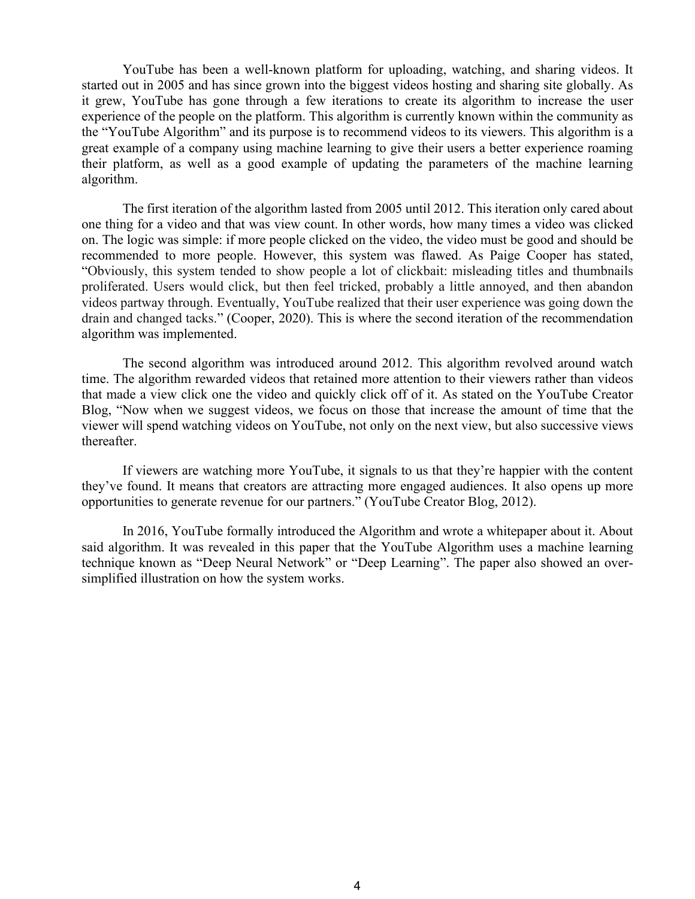YouTube has been a well-known platform for uploading, watching, and sharing videos. It started out in 2005 and has since grown into the biggest videos hosting and sharing site globally. As it grew, YouTube has gone through a few iterations to create its algorithm to increase the user experience of the people on the platform. This algorithm is currently known within the community as the "YouTube Algorithm" and its purpose is to recommend videos to its viewers. This algorithm is a great example of a company using machine learning to give their users a better experience roaming their platform, as well as a good example of updating the parameters of the machine learning algorithm.

The first iteration of the algorithm lasted from 2005 until 2012. This iteration only cared about one thing for a video and that was view count. In other words, how many times a video was clicked on. The logic was simple: if more people clicked on the video, the video must be good and should be recommended to more people. However, this system was flawed. As Paige Cooper has stated, "Obviously, this system tended to show people a lot of clickbait: misleading titles and thumbnails proliferated. Users would click, but then feel tricked, probably a little annoyed, and then abandon videos partway through. Eventually, YouTube realized that their user experience was going down the drain and changed tacks." (Cooper, 2020). This is where the second iteration of the recommendation algorithm was implemented.

The second algorithm was introduced around 2012. This algorithm revolved around watch time. The algorithm rewarded videos that retained more attention to their viewers rather than videos that made a view click one the video and quickly click off of it. As stated on the YouTube Creator Blog, "Now when we suggest videos, we focus on those that increase the amount of time that the viewer will spend watching videos on YouTube, not only on the next view, but also successive views thereafter.

If viewers are watching more YouTube, it signals to us that they're happier with the content they've found. It means that creators are attracting more engaged audiences. It also opens up more opportunities to generate revenue for our partners." (YouTube Creator Blog, 2012).

In 2016, YouTube formally introduced the Algorithm and wrote a whitepaper about it. About said algorithm. It was revealed in this paper that the YouTube Algorithm uses a machine learning technique known as "Deep Neural Network" or "Deep Learning". The paper also showed an over-simplified illustration on how the system works.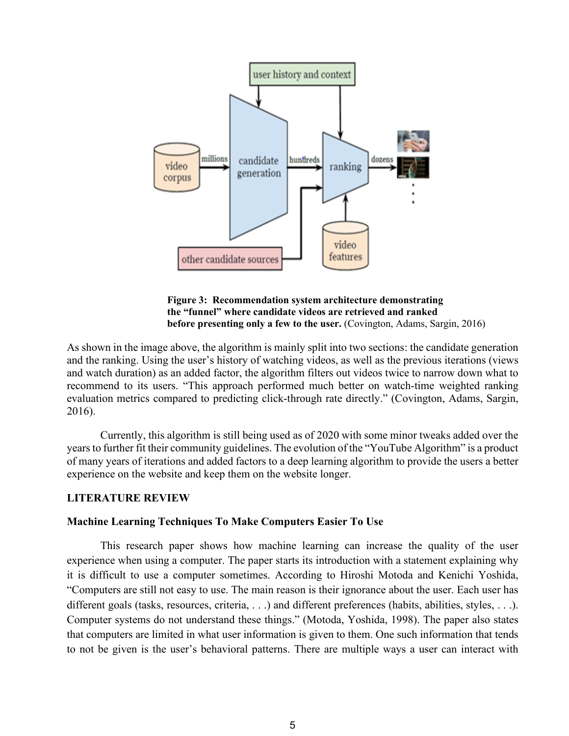**Figure 3: Recommendation system architecture demonstrating the "funnel" where candidate videos are retrieved and ranked before presenting only a few to the user.** (Covington, Adams, Sargin, 2016)

As shown in the image above, the algorithm is mainly split into two sections: the candidate generation and the ranking. Using the user's history of watching videos, as well as the previous iterations (views and watch duration) as an added factor, the algorithm filters out videos twice to narrow down what to recommend to its users. "This approach performed much better on watch-time weighted ranking evaluation metrics compared to predicting click-through rate directly." (Covington, Adams, Sargin, 2016).

Currently, this algorithm is still being used as of 2020 with some minor tweaks added over the years to further fit their community guidelines. The evolution of the "YouTube Algorithm" is a product of many years of iterations and added factors to a deep learning algorithm to provide the users a better experience on the website and keep them on the website longer.

## LITERATURE REVIEW

### Machine Learning Techniques To Make Computers Easier To Use

This research paper shows how machine learning can increase the quality of the user experience when using a computer. The paper starts its introduction with a statement explaining why it is difficult to use a computer sometimes. According to Hiroshi Motoda and Kenichi Yoshida, "Computers are still not easy to use. The main reason is their ignorance about the user. Each user has different goals (tasks, resources, criteria, . . .) and different preferences (habits, abilities, styles, . . .). Computer systems do not understand these things." (Motoda, Yoshida, 1998). The paper also states that computers are limited in what user information is given to them. One such information that tends to not be given is the user's behavioral patterns. There are multiple ways a user can interact with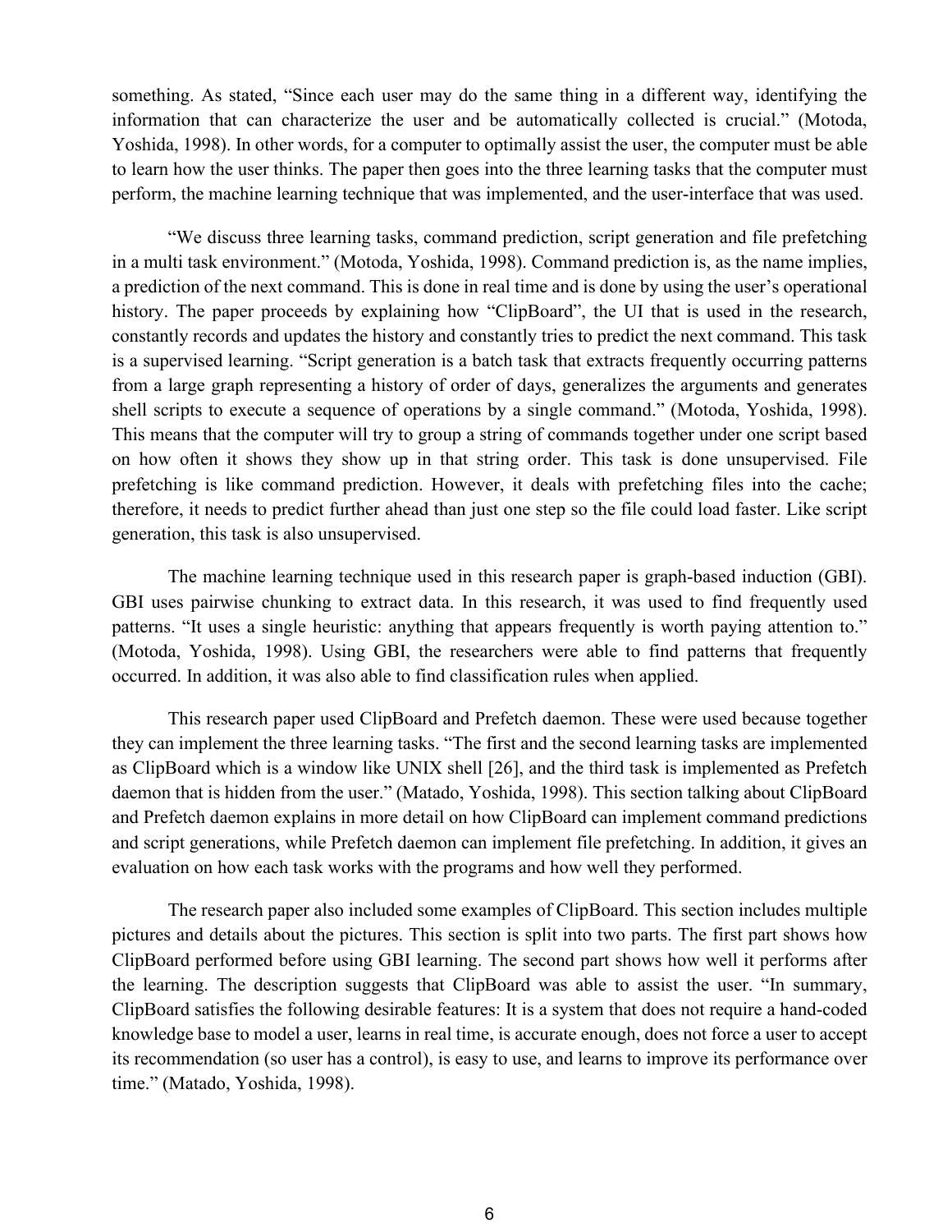something. As stated, "Since each user may do the same thing in a different way, identifying the information that can characterize the user and be automatically collected is crucial." (Motoda, Yoshida, 1998). In other words, for a computer to optimally assist the user, the computer must be able to learn how the user thinks. The paper then goes into the three learning tasks that the computer must perform, the machine learning technique that was implemented, and the user-interface that was used.

"We discuss three learning tasks, command prediction, script generation and file prefetching in a multi task environment." (Motoda, Yoshida, 1998). Command prediction is, as the name implies, a prediction of the next command. This is done in real time and is done by using the user's operational history. The paper proceeds by explaining how "ClipBoard", the UI that is used in the research, constantly records and updates the history and constantly tries to predict the next command. This task is a supervised learning. "Script generation is a batch task that extracts frequently occurring patterns from a large graph representing a history of order of days, generalizes the arguments and generates shell scripts to execute a sequence of operations by a single command." (Motoda, Yoshida, 1998). This means that the computer will try to group a string of commands together under one script based on how often it shows they show up in that string order. This task is done unsupervised. File prefetching is like command prediction. However, it deals with prefetching files into the cache; therefore, it needs to predict further ahead than just one step so the file could load faster. Like script generation, this task is also unsupervised.

The machine learning technique used in this research paper is graph-based induction (GBI). GBI uses pairwise chunking to extract data. In this research, it was used to find frequently used patterns. "It uses a single heuristic: anything that appears frequently is worth paying attention to." (Motoda, Yoshida, 1998). Using GBI, the researchers were able to find patterns that frequently occurred. In addition, it was also able to find classification rules when applied.

This research paper used ClipBoard and Prefetch daemon. These were used because together they can implement the three learning tasks. "The first and the second learning tasks are implemented as ClipBoard which is a window like UNIX shell [26], and the third task is implemented as Prefetch daemon that is hidden from the user." (Matado, Yoshida, 1998). This section talking about ClipBoard and Prefetch daemon explains in more detail on how ClipBoard can implement command predictions and script generations, while Prefetch daemon can implement file prefetching. In addition, it gives an evaluation on how each task works with the programs and how well they performed.

The research paper also included some examples of ClipBoard. This section includes multiple pictures and details about the pictures. This section is split into two parts. The first part shows how ClipBoard performed before using GBI learning. The second part shows how well it performs after the learning. The description suggests that ClipBoard was able to assist the user. "In summary, ClipBoard satisfies the following desirable features: It is a system that does not require a hand-coded knowledge base to model a user, learns in real time, is accurate enough, does not force a user to accept its recommendation (so user has a control), is easy to use, and learns to improve its performance over time." (Matado, Yoshida, 1998).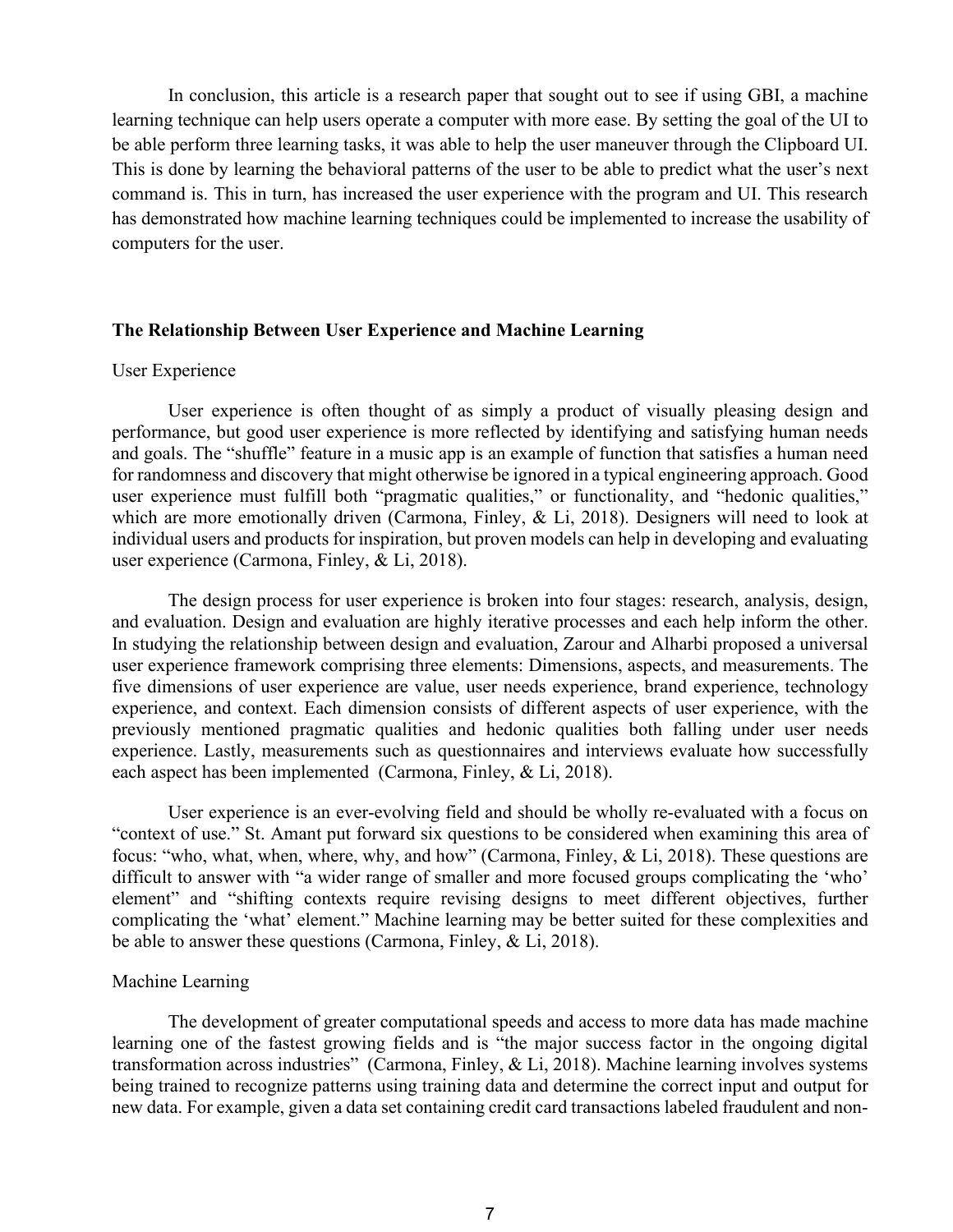In conclusion, this article is a research paper that sought out to see if using GBI, a machine learning technique can help users operate a computer with more ease. By setting the goal of the UI to be able perform three learning tasks, it was able to help the user maneuver through the Clipboard UI. This is done by learning the behavioral patterns of the user to be able to predict what the user's next command is. This in turn, has increased the user experience with the program and UI. This research has demonstrated how machine learning techniques could be implemented to increase the usability of computers for the user.

## The Relationship Between User Experience and Machine Learning

### User Experience

User experience is often thought of as simply a product of visually pleasing design and performance, but good user experience is more reflected by identifying and satisfying human needs and goals. The "shuffle" feature in a music app is an example of function that satisfies a human need for randomness and discovery that might otherwise be ignored in a typical engineering approach. Good user experience must fulfill both "pragmatic qualities," or functionality, and "hedonic qualities," which are more emotionally driven (Carmona, Finley, & Li, 2018). Designers will need to look at individual users and products for inspiration, but proven models can help in developing and evaluating user experience (Carmona, Finley, & Li, 2018).

The design process for user experience is broken into four stages: research, analysis, design, and evaluation. Design and evaluation are highly iterative processes and each help inform the other. In studying the relationship between design and evaluation, Zarour and Alharbi proposed a universal user experience framework comprising three elements: Dimensions, aspects, and measurements. The five dimensions of user experience are value, user needs experience, brand experience, technology experience, and context. Each dimension consists of different aspects of user experience, with the previously mentioned pragmatic qualities and hedonic qualities both falling under user needs experience. Lastly, measurements such as questionnaires and interviews evaluate how successfully each aspect has been implemented (Carmona, Finley, & Li, 2018).

User experience is an ever-evolving field and should be wholly re-evaluated with a focus on "context of use." St. Amant put forward six questions to be considered when examining this area of focus: "who, what, when, where, why, and how" (Carmona, Finley, & Li, 2018). These questions are difficult to answer with "a wider range of smaller and more focused groups complicating the 'who' element" and "shifting contexts require revising designs to meet different objectives, further complicating the 'what' element." Machine learning may be better suited for these complexities and be able to answer these questions (Carmona, Finley, & Li, 2018).

### Machine Learning

The development of greater computational speeds and access to more data has made machine learning one of the fastest growing fields and is "the major success factor in the ongoing digital transformation across industries" (Carmona, Finley, & Li, 2018). Machine learning involves systems being trained to recognize patterns using training data and determine the correct input and output for new data. For example, given a data set containing credit card transactions labeled fraudulent and non-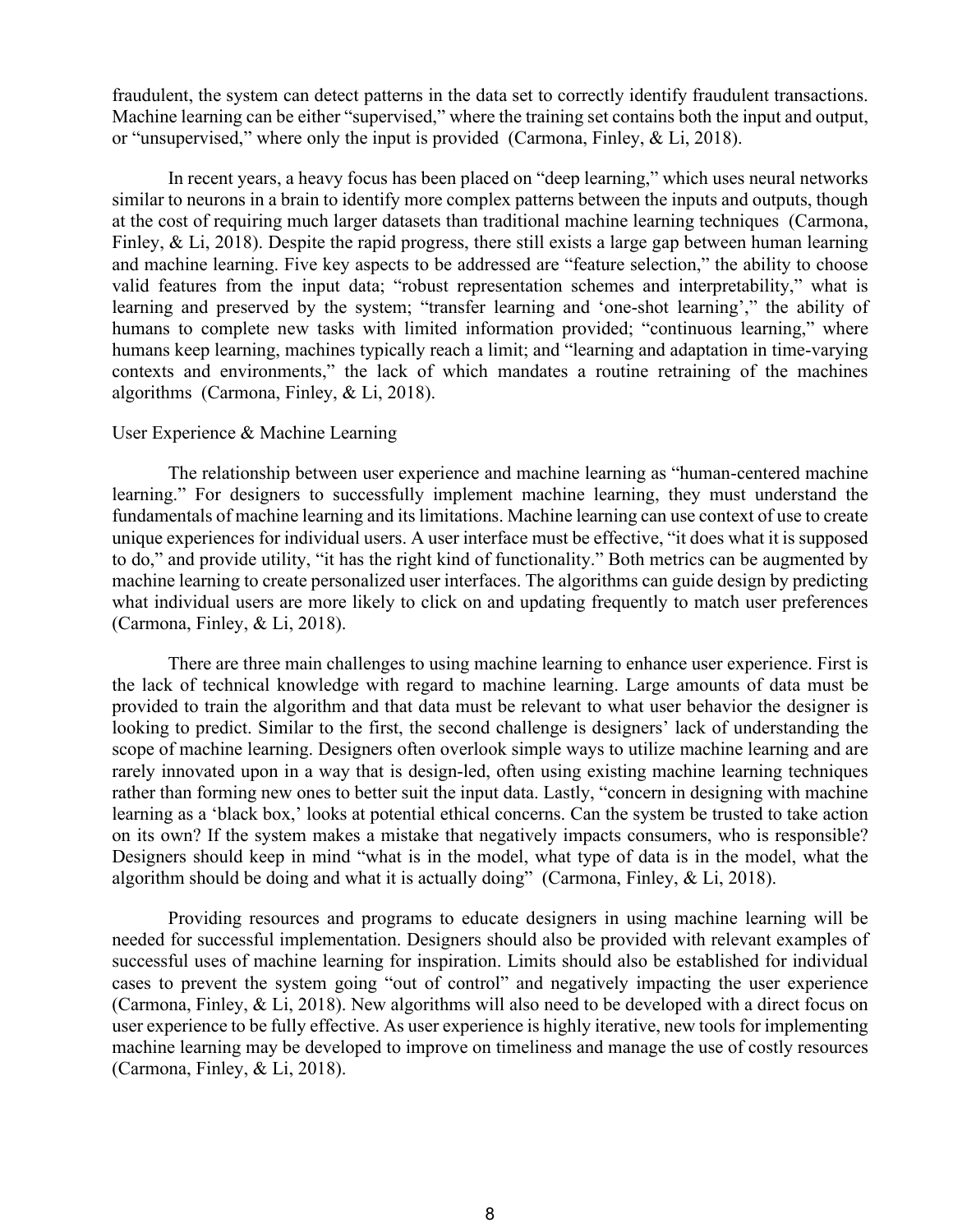fraudulent, the system can detect patterns in the data set to correctly identify fraudulent transactions. Machine learning can be either "supervised," where the training set contains both the input and output, or "unsupervised," where only the input is provided (Carmona, Finley, & Li, 2018).

In recent years, a heavy focus has been placed on "deep learning," which uses neural networks similar to neurons in a brain to identify more complex patterns between the inputs and outputs, though at the cost of requiring much larger datasets than traditional machine learning techniques (Carmona, Finley, & Li, 2018). Despite the rapid progress, there still exists a large gap between human learning and machine learning. Five key aspects to be addressed are "feature selection," the ability to choose valid features from the input data; "robust representation schemes and interpretability," what is learning and preserved by the system; "transfer learning and 'one-shot learning'," the ability of humans to complete new tasks with limited information provided; "continuous learning," where humans keep learning, machines typically reach a limit; and "learning and adaptation in time-varying contexts and environments," the lack of which mandates a routine retraining of the machines algorithms (Carmona, Finley, & Li, 2018).

User Experience & Machine Learning

The relationship between user experience and machine learning as "human-centered machine learning." For designers to successfully implement machine learning, they must understand the fundamentals of machine learning and its limitations. Machine learning can use context of use to create unique experiences for individual users. A user interface must be effective, "it does what it is supposed to do," and provide utility, "it has the right kind of functionality." Both metrics can be augmented by machine learning to create personalized user interfaces. The algorithms can guide design by predicting what individual users are more likely to click on and updating frequently to match user preferences (Carmona, Finley, & Li, 2018).

There are three main challenges to using machine learning to enhance user experience. First is the lack of technical knowledge with regard to machine learning. Large amounts of data must be provided to train the algorithm and that data must be relevant to what user behavior the designer is looking to predict. Similar to the first, the second challenge is designers' lack of understanding the scope of machine learning. Designers often overlook simple ways to utilize machine learning and are rarely innovated upon in a way that is design-led, often using existing machine learning techniques rather than forming new ones to better suit the input data. Lastly, "concern in designing with machine learning as a 'black box,' looks at potential ethical concerns. Can the system be trusted to take action on its own? If the system makes a mistake that negatively impacts consumers, who is responsible? Designers should keep in mind "what is in the model, what type of data is in the model, what the algorithm should be doing and what it is actually doing" (Carmona, Finley, & Li, 2018).

Providing resources and programs to educate designers in using machine learning will be needed for successful implementation. Designers should also be provided with relevant examples of successful uses of machine learning for inspiration. Limits should also be established for individual cases to prevent the system going "out of control" and negatively impacting the user experience (Carmona, Finley, & Li, 2018). New algorithms will also need to be developed with a direct focus on user experience to be fully effective. As user experience is highly iterative, new tools for implementing machine learning may be developed to improve on timeliness and manage the use of costly resources (Carmona, Finley, & Li, 2018).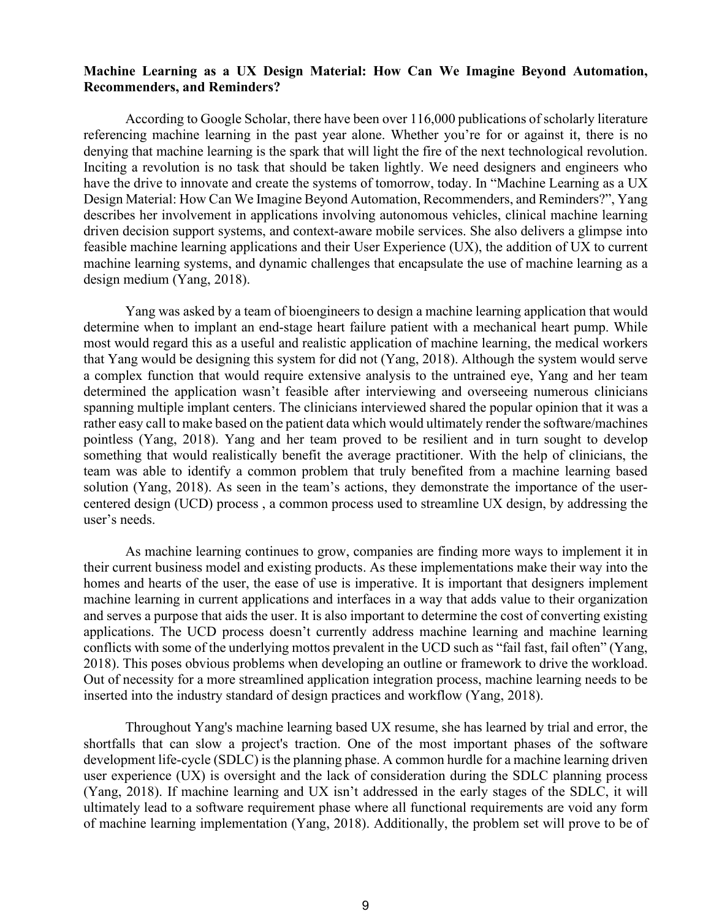**Machine Learning as a UX Design Material: How Can We Imagine Beyond Automation, Recommenders, and Reminders?**

According to Google Scholar, there have been over 116,000 publications of scholarly literature referencing machine learning in the past year alone. Whether you're for or against it, there is no denying that machine learning is the spark that will light the fire of the next technological revolution. Inciting a revolution is no task that should be taken lightly. We need designers and engineers who have the drive to innovate and create the systems of tomorrow, today. In "Machine Learning as a UX Design Material: How Can We Imagine Beyond Automation, Recommenders, and Reminders?", Yang describes her involvement in applications involving autonomous vehicles, clinical machine learning driven decision support systems, and context-aware mobile services. She also delivers a glimpse into feasible machine learning applications and their User Experience (UX), the addition of UX to current machine learning systems, and dynamic challenges that encapsulate the use of machine learning as a design medium (Yang, 2018).

Yang was asked by a team of bioengineers to design a machine learning application that would determine when to implant an end-stage heart failure patient with a mechanical heart pump. While most would regard this as a useful and realistic application of machine learning, the medical workers that Yang would be designing this system for did not (Yang, 2018). Although the system would serve a complex function that would require extensive analysis to the untrained eye, Yang and her team determined the application wasn't feasible after interviewing and overseeing numerous clinicians spanning multiple implant centers. The clinicians interviewed shared the popular opinion that it was a rather easy call to make based on the patient data which would ultimately render the software/machines pointless (Yang, 2018). Yang and her team proved to be resilient and in turn sought to develop something that would realistically benefit the average practitioner. With the help of clinicians, the team was able to identify a common problem that truly benefited from a machine learning based solution (Yang, 2018). As seen in the team's actions, they demonstrate the importance of the user-centered design (UCD) process , a common process used to streamline UX design, by addressing the user's needs.

As machine learning continues to grow, companies are finding more ways to implement it in their current business model and existing products. As these implementations make their way into the homes and hearts of the user, the ease of use is imperative. It is important that designers implement machine learning in current applications and interfaces in a way that adds value to their organization and serves a purpose that aids the user. It is also important to determine the cost of converting existing applications. The UCD process doesn't currently address machine learning and machine learning conflicts with some of the underlying mottos prevalent in the UCD such as "fail fast, fail often" (Yang, 2018). This poses obvious problems when developing an outline or framework to drive the workload. Out of necessity for a more streamlined application integration process, machine learning needs to be inserted into the industry standard of design practices and workflow (Yang, 2018).

Throughout Yang's machine learning based UX resume, she has learned by trial and error, the shortfalls that can slow a project's traction. One of the most important phases of the software development life-cycle (SDLC) is the planning phase. A common hurdle for a machine learning driven user experience (UX) is oversight and the lack of consideration during the SDLC planning process (Yang, 2018). If machine learning and UX isn't addressed in the early stages of the SDLC, it will ultimately lead to a software requirement phase where all functional requirements are void any form of machine learning implementation (Yang, 2018). Additionally, the problem set will prove to be of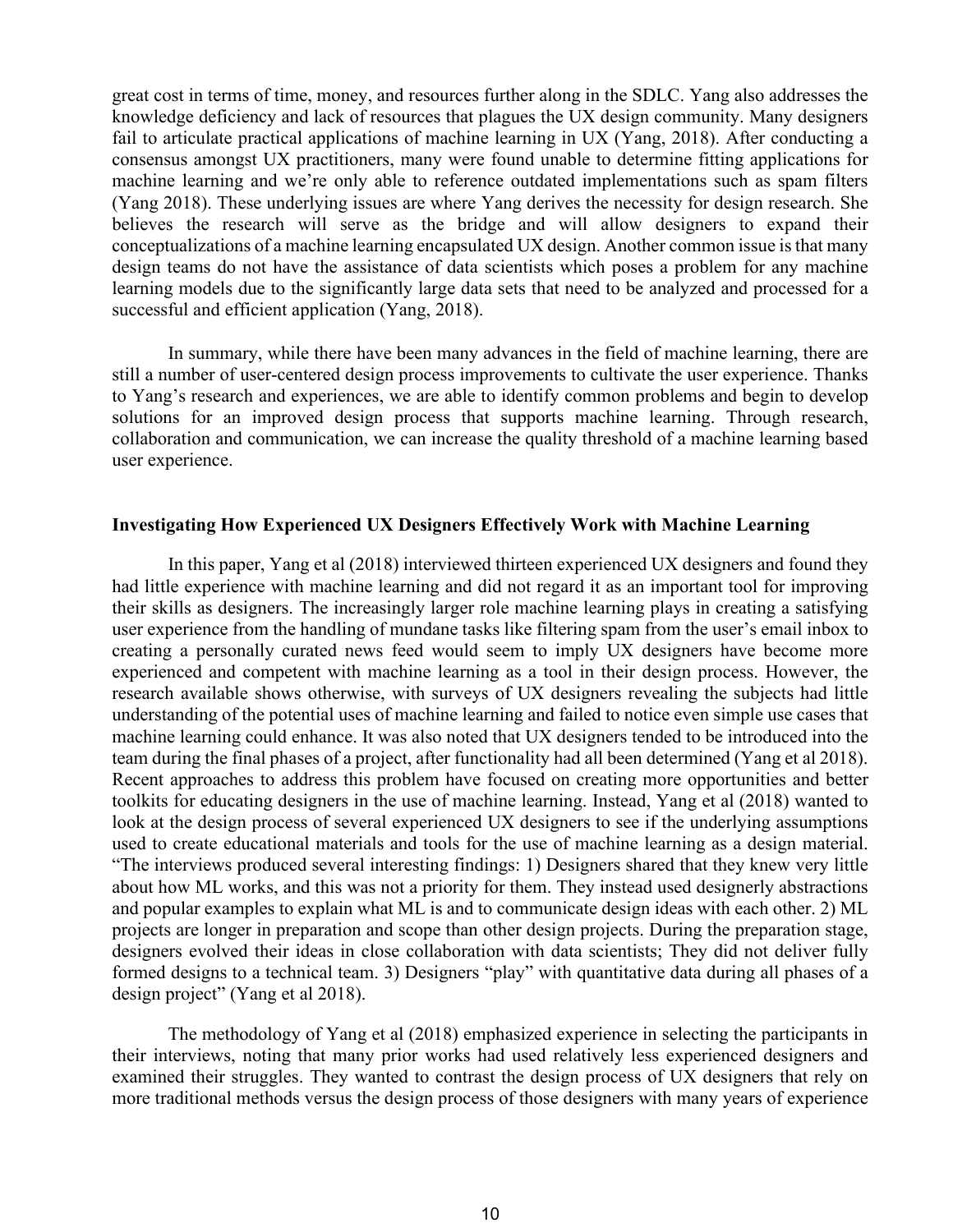great cost in terms of time, money, and resources further along in the SDLC. Yang also addresses the knowledge deficiency and lack of resources that plagues the UX design community. Many designers fail to articulate practical applications of machine learning in UX (Yang, 2018). After conducting a consensus amongst UX practitioners, many were found unable to determine fitting applications for machine learning and we're only able to reference outdated implementations such as spam filters (Yang 2018). These underlying issues are where Yang derives the necessity for design research. She believes the research will serve as the bridge and will allow designers to expand their conceptualizations of a machine learning encapsulated UX design. Another common issue is that many design teams do not have the assistance of data scientists which poses a problem for any machine learning models due to the significantly large data sets that need to be analyzed and processed for a successful and efficient application (Yang, 2018).

In summary, while there have been many advances in the field of machine learning, there are still a number of user-centered design process improvements to cultivate the user experience. Thanks to Yang's research and experiences, we are able to identify common problems and begin to develop solutions for an improved design process that supports machine learning. Through research, collaboration and communication, we can increase the quality threshold of a machine learning based user experience.

**Investigating How Experienced UX Designers Effectively Work with Machine Learning**

In this paper, Yang et al (2018) interviewed thirteen experienced UX designers and found they had little experience with machine learning and did not regard it as an important tool for improving their skills as designers. The increasingly larger role machine learning plays in creating a satisfying user experience from the handling of mundane tasks like filtering spam from the user's email inbox to creating a personally curated news feed would seem to imply UX designers have become more experienced and competent with machine learning as a tool in their design process. However, the research available shows otherwise, with surveys of UX designers revealing the subjects had little understanding of the potential uses of machine learning and failed to notice even simple use cases that machine learning could enhance. It was also noted that UX designers tended to be introduced into the team during the final phases of a project, after functionality had all been determined (Yang et al 2018). Recent approaches to address this problem have focused on creating more opportunities and better toolkits for educating designers in the use of machine learning. Instead, Yang et al (2018) wanted to look at the design process of several experienced UX designers to see if the underlying assumptions used to create educational materials and tools for the use of machine learning as a design material. "The interviews produced several interesting findings: 1) Designers shared that they knew very little about how ML works, and this was not a priority for them. They instead used designerly abstractions and popular examples to explain what ML is and to communicate design ideas with each other. 2) ML projects are longer in preparation and scope than other design projects. During the preparation stage, designers evolved their ideas in close collaboration with data scientists; They did not deliver fully formed designs to a technical team. 3) Designers "play" with quantitative data during all phases of a design project" (Yang et al 2018).

The methodology of Yang et al (2018) emphasized experience in selecting the participants in their interviews, noting that many prior works had used relatively less experienced designers and examined their struggles. They wanted to contrast the design process of UX designers that rely on more traditional methods versus the design process of those designers with many years of experience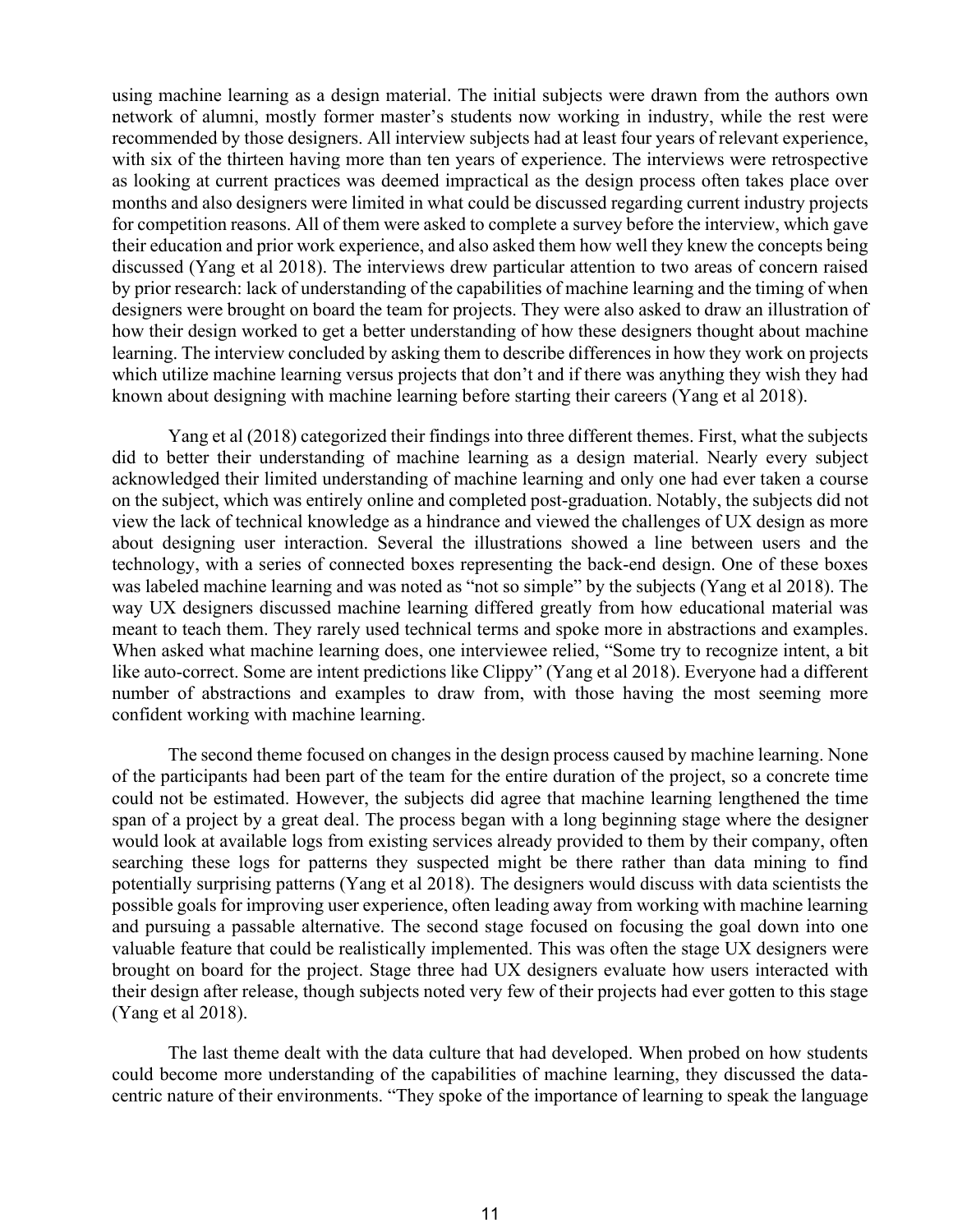using machine learning as a design material. The initial subjects were drawn from the authors own network of alumni, mostly former master's students now working in industry, while the rest were recommended by those designers. All interview subjects had at least four years of relevant experience, with six of the thirteen having more than ten years of experience. The interviews were retrospective as looking at current practices was deemed impractical as the design process often takes place over months and also designers were limited in what could be discussed regarding current industry projects for competition reasons. All of them were asked to complete a survey before the interview, which gave their education and prior work experience, and also asked them how well they knew the concepts being discussed (Yang et al 2018). The interviews drew particular attention to two areas of concern raised by prior research: lack of understanding of the capabilities of machine learning and the timing of when designers were brought on board the team for projects. They were also asked to draw an illustration of how their design worked to get a better understanding of how these designers thought about machine learning. The interview concluded by asking them to describe differences in how they work on projects which utilize machine learning versus projects that don't and if there was anything they wish they had known about designing with machine learning before starting their careers (Yang et al 2018).

Yang et al (2018) categorized their findings into three different themes. First, what the subjects did to better their understanding of machine learning as a design material. Nearly every subject acknowledged their limited understanding of machine learning and only one had ever taken a course on the subject, which was entirely online and completed post-graduation. Notably, the subjects did not view the lack of technical knowledge as a hindrance and viewed the challenges of UX design as more about designing user interaction. Several the illustrations showed a line between users and the technology, with a series of connected boxes representing the back-end design. One of these boxes was labeled machine learning and was noted as "not so simple" by the subjects (Yang et al 2018). The way UX designers discussed machine learning differed greatly from how educational material was meant to teach them. They rarely used technical terms and spoke more in abstractions and examples. When asked what machine learning does, one interviewee relied, "Some try to recognize intent, a bit like auto-correct. Some are intent predictions like Clippy" (Yang et al 2018). Everyone had a different number of abstractions and examples to draw from, with those having the most seeming more confident working with machine learning.

The second theme focused on changes in the design process caused by machine learning. None of the participants had been part of the team for the entire duration of the project, so a concrete time could not be estimated. However, the subjects did agree that machine learning lengthened the time span of a project by a great deal. The process began with a long beginning stage where the designer would look at available logs from existing services already provided to them by their company, often searching these logs for patterns they suspected might be there rather than data mining to find potentially surprising patterns (Yang et al 2018). The designers would discuss with data scientists the possible goals for improving user experience, often leading away from working with machine learning and pursuing a passable alternative. The second stage focused on focusing the goal down into one valuable feature that could be realistically implemented. This was often the stage UX designers were brought on board for the project. Stage three had UX designers evaluate how users interacted with their design after release, though subjects noted very few of their projects had ever gotten to this stage (Yang et al 2018).

The last theme dealt with the data culture that had developed. When probed on how students could become more understanding of the capabilities of machine learning, they discussed the data-centric nature of their environments. "They spoke of the importance of learning to speak the language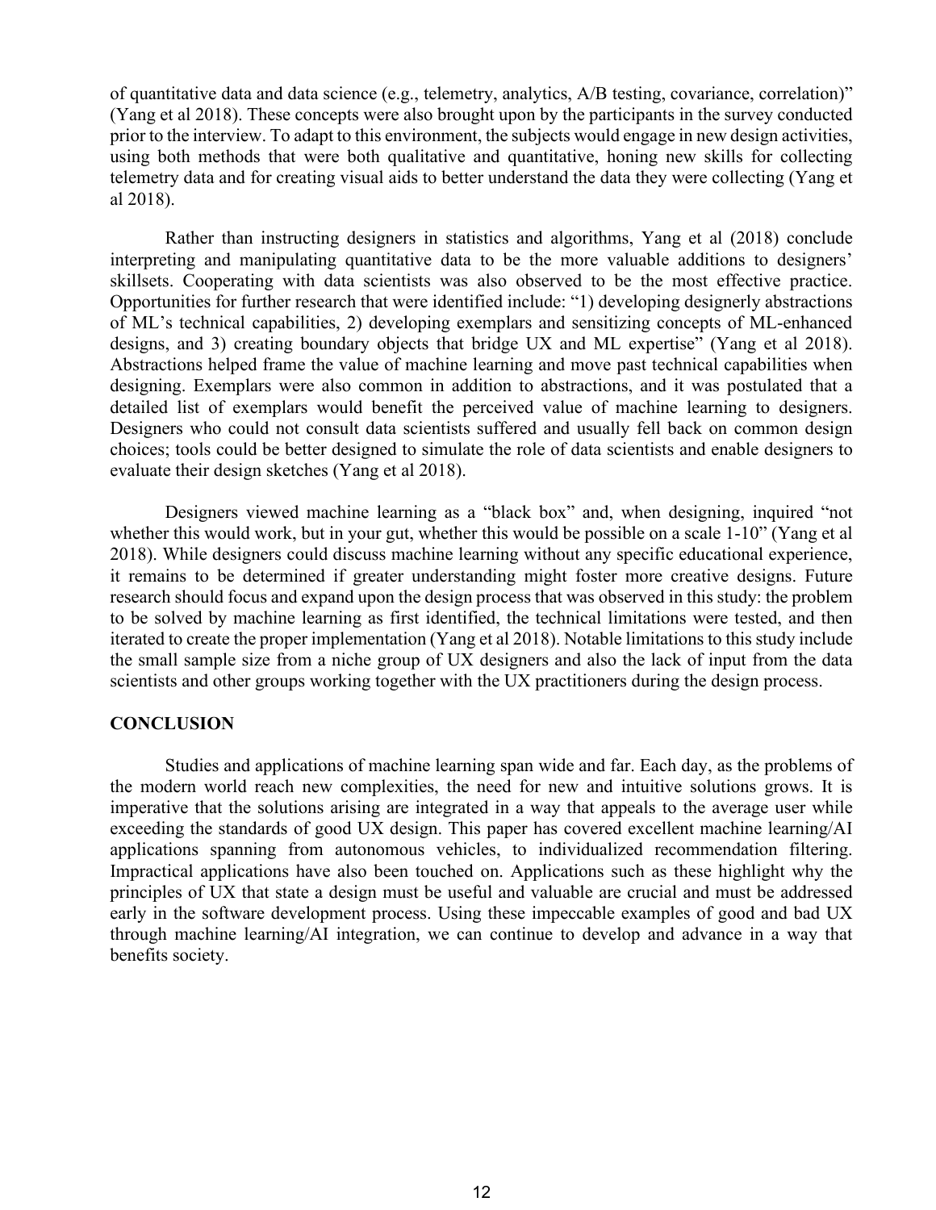of quantitative data and data science (e.g., telemetry, analytics, A/B testing, covariance, correlation)" (Yang et al 2018). These concepts were also brought upon by the participants in the survey conducted prior to the interview. To adapt to this environment, the subjects would engage in new design activities, using both methods that were both qualitative and quantitative, honing new skills for collecting telemetry data and for creating visual aids to better understand the data they were collecting (Yang et al 2018).

Rather than instructing designers in statistics and algorithms, Yang et al (2018) conclude interpreting and manipulating quantitative data to be the more valuable additions to designers' skillsets. Cooperating with data scientists was also observed to be the most effective practice. Opportunities for further research that were identified include: "1) developing designerly abstractions of ML's technical capabilities, 2) developing exemplars and sensitizing concepts of ML-enhanced designs, and 3) creating boundary objects that bridge UX and ML expertise" (Yang et al 2018). Abstractions helped frame the value of machine learning and move past technical capabilities when designing. Exemplars were also common in addition to abstractions, and it was postulated that a detailed list of exemplars would benefit the perceived value of machine learning to designers. Designers who could not consult data scientists suffered and usually fell back on common design choices; tools could be better designed to simulate the role of data scientists and enable designers to evaluate their design sketches (Yang et al 2018).

Designers viewed machine learning as a "black box" and, when designing, inquired "not whether this would work, but in your gut, whether this would be possible on a scale 1-10" (Yang et al 2018). While designers could discuss machine learning without any specific educational experience, it remains to be determined if greater understanding might foster more creative designs. Future research should focus and expand upon the design process that was observed in this study: the problem to be solved by machine learning as first identified, the technical limitations were tested, and then iterated to create the proper implementation (Yang et al 2018). Notable limitations to this study include the small sample size from a niche group of UX designers and also the lack of input from the data scientists and other groups working together with the UX practitioners during the design process.

## CONCLUSION

Studies and applications of machine learning span wide and far. Each day, as the problems of the modern world reach new complexities, the need for new and intuitive solutions grows. It is imperative that the solutions arising are integrated in a way that appeals to the average user while exceeding the standards of good UX design. This paper has covered excellent machine learning/AI applications spanning from autonomous vehicles, to individualized recommendation filtering. Impractical applications have also been touched on. Applications such as these highlight why the principles of UX that state a design must be useful and valuable are crucial and must be addressed early in the software development process. Using these impeccable examples of good and bad UX through machine learning/AI integration, we can continue to develop and advance in a way that benefits society.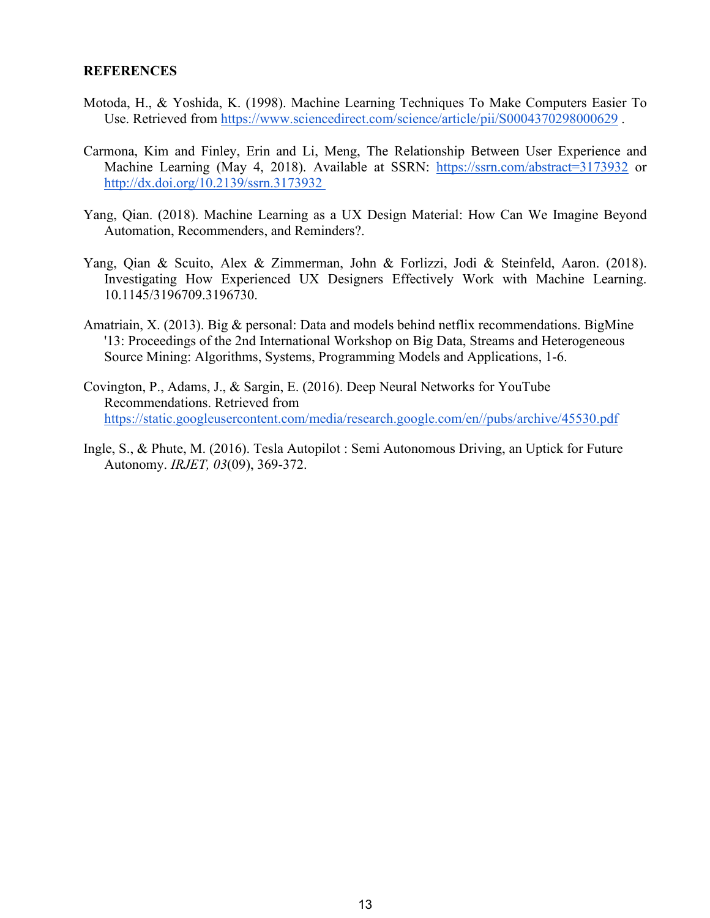## REFERENCES

Motoda, H., & Yoshida, K. (1998). Machine Learning Techniques To Make Computers Easier To Use. Retrieved from https://www.sciencedirect.com/science/article/pii/S0004370298000629 .

Carmona, Kim and Finley, Erin and Li, Meng, The Relationship Between User Experience and Machine Learning (May 4, 2018). Available at SSRN: https://ssrn.com/abstract=3173932 or http://dx.doi.org/10.2139/ssrn.3173932

Yang, Qian. (2018). Machine Learning as a UX Design Material: How Can We Imagine Beyond Automation, Recommenders, and Reminders?.

Yang, Qian & Scuito, Alex & Zimmerman, John & Forlizzi, Jodi & Steinfeld, Aaron. (2018). Investigating How Experienced UX Designers Effectively Work with Machine Learning. 10.1145/3196709.3196730.

Amatriain, X. (2013). Big & personal: Data and models behind netflix recommendations. BigMine '13: Proceedings of the 2nd International Workshop on Big Data, Streams and Heterogeneous Source Mining: Algorithms, Systems, Programming Models and Applications, 1-6.

Covington, P., Adams, J., & Sargin, E. (2016). Deep Neural Networks for YouTube Recommendations. Retrieved from https://static.googleusercontent.com/media/research.google.com/en//pubs/archive/45530.pdf

Ingle, S., & Phute, M. (2016). Tesla Autopilot : Semi Autonomous Driving, an Uptick for Future Autonomy. *IRJET, 03*(09), 369-372.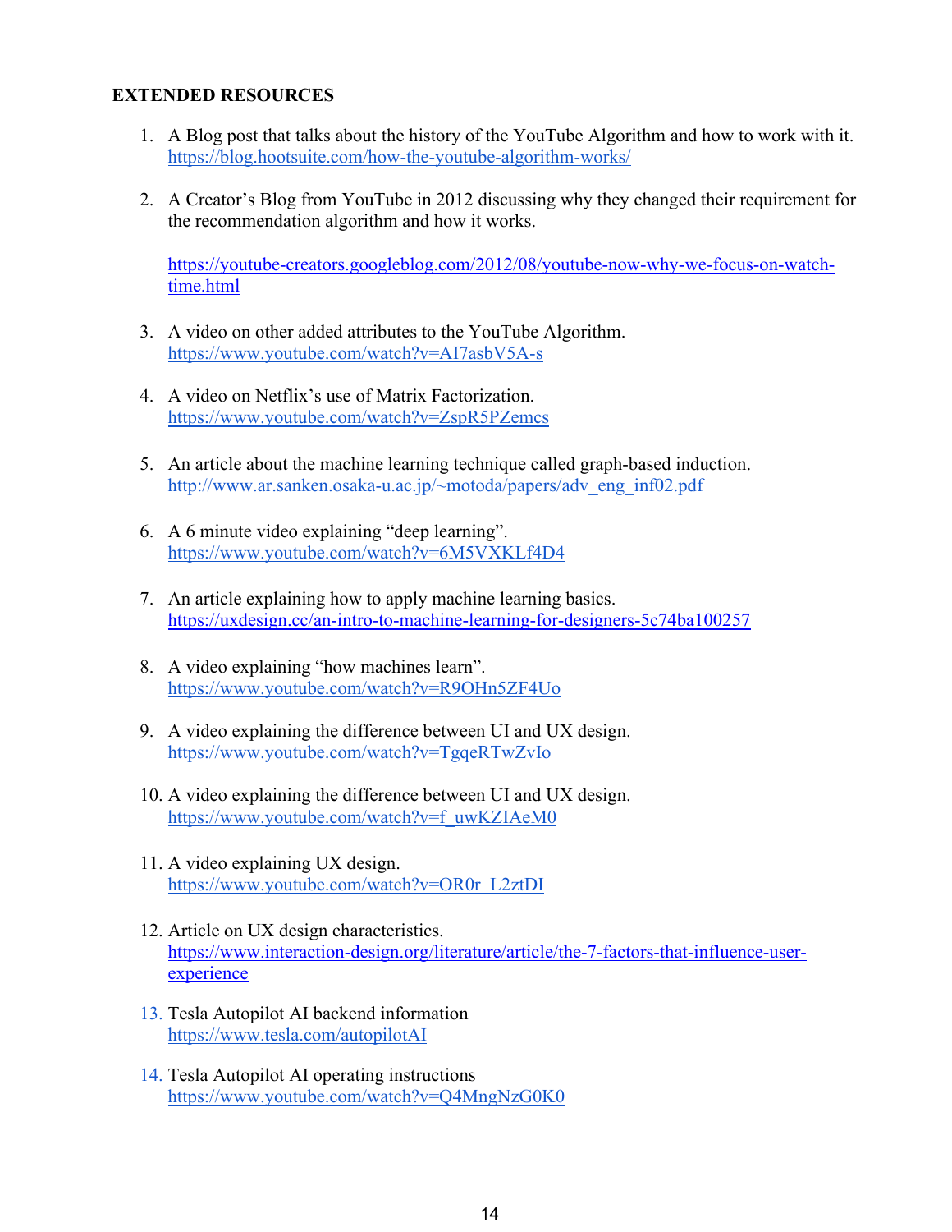**EXTENDED RESOURCES**

1. A Blog post that talks about the history of the YouTube Algorithm and how to work with it.
   https://blog.hootsuite.com/how-the-youtube-algorithm-works/

2. A Creator's Blog from YouTube in 2012 discussing why they changed their requirement for the recommendation algorithm and how it works.

   https://youtube-creators.googleblog.com/2012/08/youtube-now-why-we-focus-on-watch-time.html

3. A video on other added attributes to the YouTube Algorithm.
   https://www.youtube.com/watch?v=AI7asbV5A-s

4. A video on Netflix's use of Matrix Factorization.
   https://www.youtube.com/watch?v=ZspR5PZemcs

5. An article about the machine learning technique called graph-based induction.
   http://www.ar.sanken.osaka-u.ac.jp/~motoda/papers/adv_eng_inf02.pdf

6. A 6 minute video explaining "deep learning".
   https://www.youtube.com/watch?v=6M5VXKLf4D4

7. An article explaining how to apply machine learning basics.
   https://uxdesign.cc/an-intro-to-machine-learning-for-designers-5c74ba100257

8. A video explaining "how machines learn".
   https://www.youtube.com/watch?v=R9OHn5ZF4Uo

9. A video explaining the difference between UI and UX design.
   https://www.youtube.com/watch?v=TgqeRTwZvIo

10. A video explaining the difference between UI and UX design.
    https://www.youtube.com/watch?v=f_uwKZIAeM0

11. A video explaining UX design.
    https://www.youtube.com/watch?v=OR0r_L2ztDI

12. Article on UX design characteristics.
    https://www.interaction-design.org/literature/article/the-7-factors-that-influence-user-experience

13. Tesla Autopilot AI backend information
    https://www.tesla.com/autopilotAI

14. Tesla Autopilot AI operating instructions
    https://www.youtube.com/watch?v=Q4MngNzG0K0